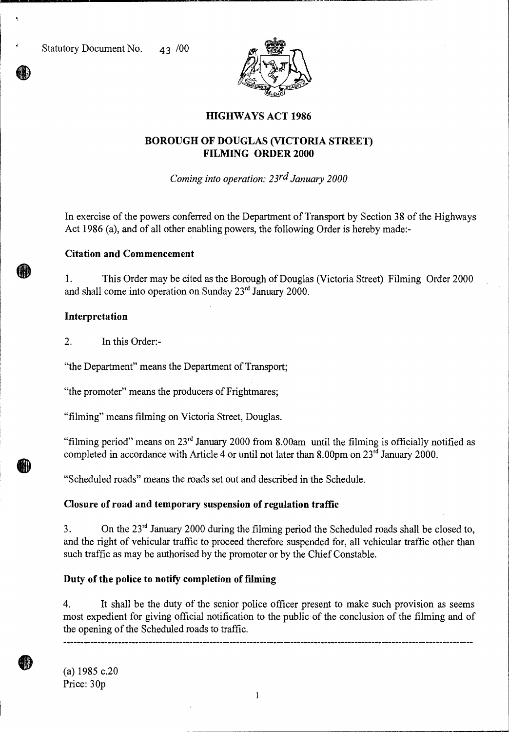Statutory Document No. 43 /00

# HIGHWAYS ACT 1986

## BOROUGH OF DOUGLAS (VICTORIA STREET) FILMING ORDER 2000

*Coming into operation: 23rd January 2000*

In exercise of the powers conferred on the Department of Transport by Section 38 of the Highways Act 1986 (a), and of all other enabling powers, the following Order is hereby made:-

### Citation and Commencement

1. This Order may be cited as the Borough of Douglas (Victoria Street) Filming Order 2000 and shall come into operation on Sunday 23rd January 2000.

### Interpretation

2. In this Order:-

"the Department" means the Department of Transport;

"the promoter" means the producers of Frightmares;

"filming" means filming on Victoria Street, Douglas.

"filming period" means on 23rd January 2000 from 8.00am until the filming is officially notified as completed in accordance with Article 4 or until not later than 8.00pm on 23rd January 2000.

"Scheduled roads" means the roads set out and described in the Schedule.

### Closure of road and temporary suspension of regulation traffic

3. On the 23rd January 2000 during the filming period the Scheduled roads shall be closed to, and the right of vehicular traffic to proceed therefore suspended for, all vehicular traffic other than such traffic as may be authorised by the promoter or by the Chief Constable.

### Duty of the police to notify completion of filming

4. It shall be the duty of the senior police officer present to make such provision as seems most expedient for giving official notification to the public of the conclusion of the filming and of the opening of the Scheduled roads to traffic.

---

(a) 1985 c.20

Price: 30p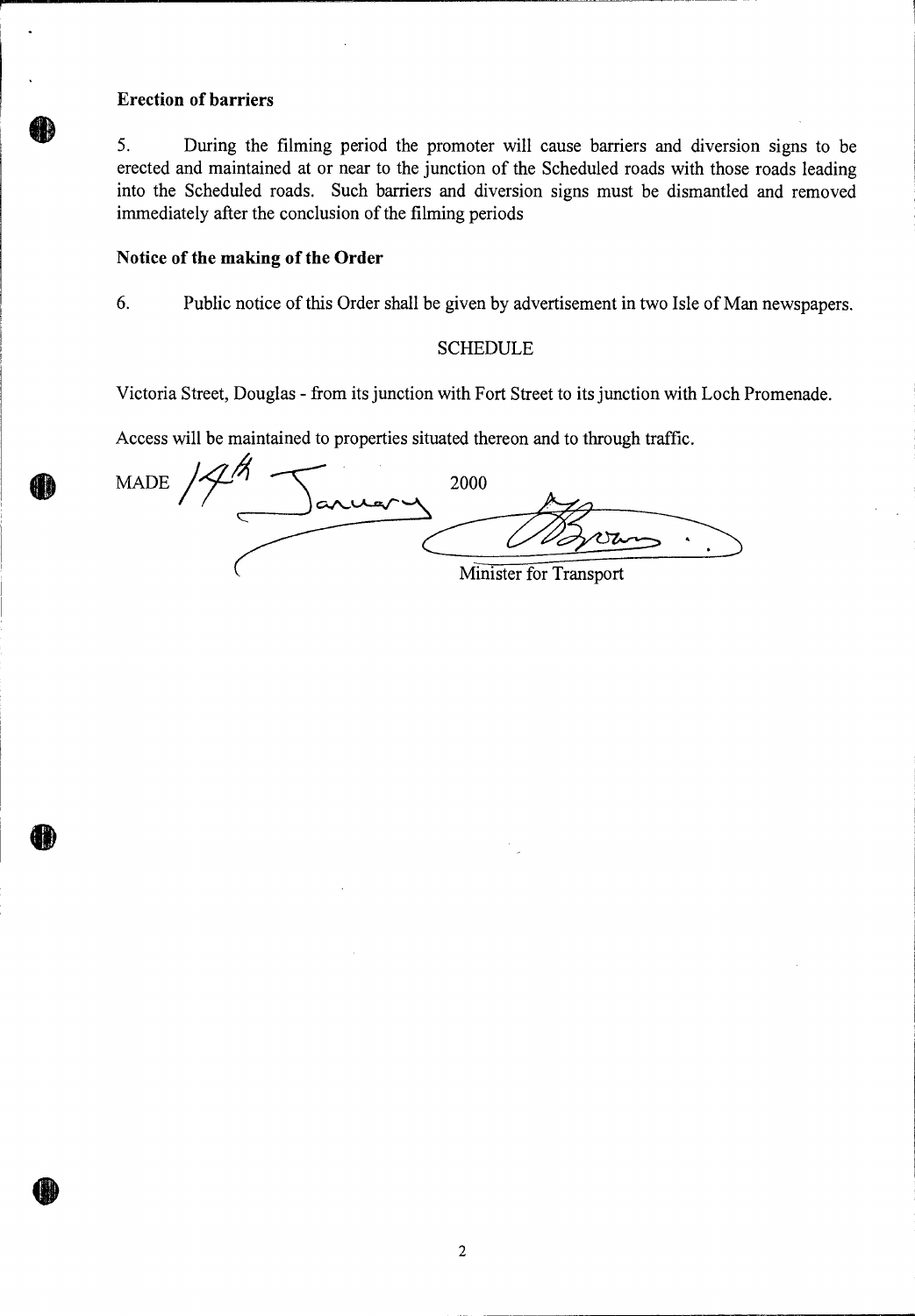**Erection of barriers**

5. During the filming period the promoter will cause barriers and diversion signs to be erected and maintained at or near to the junction of the Scheduled roads with those roads leading into the Scheduled roads. Such barriers and diversion signs must be dismantled and removed immediately after the conclusion of the filming periods

**Notice of the making of the Order**

6. Public notice of this Order shall be given by advertisement in two Isle of Man newspapers.

SCHEDULE

Victoria Street, Douglas - from its junction with Fort Street to its junction with Loch Promenade.

Access will be maintained to properties situated thereon and to through traffic.

MADE 14th January 2000

Minister for Transport